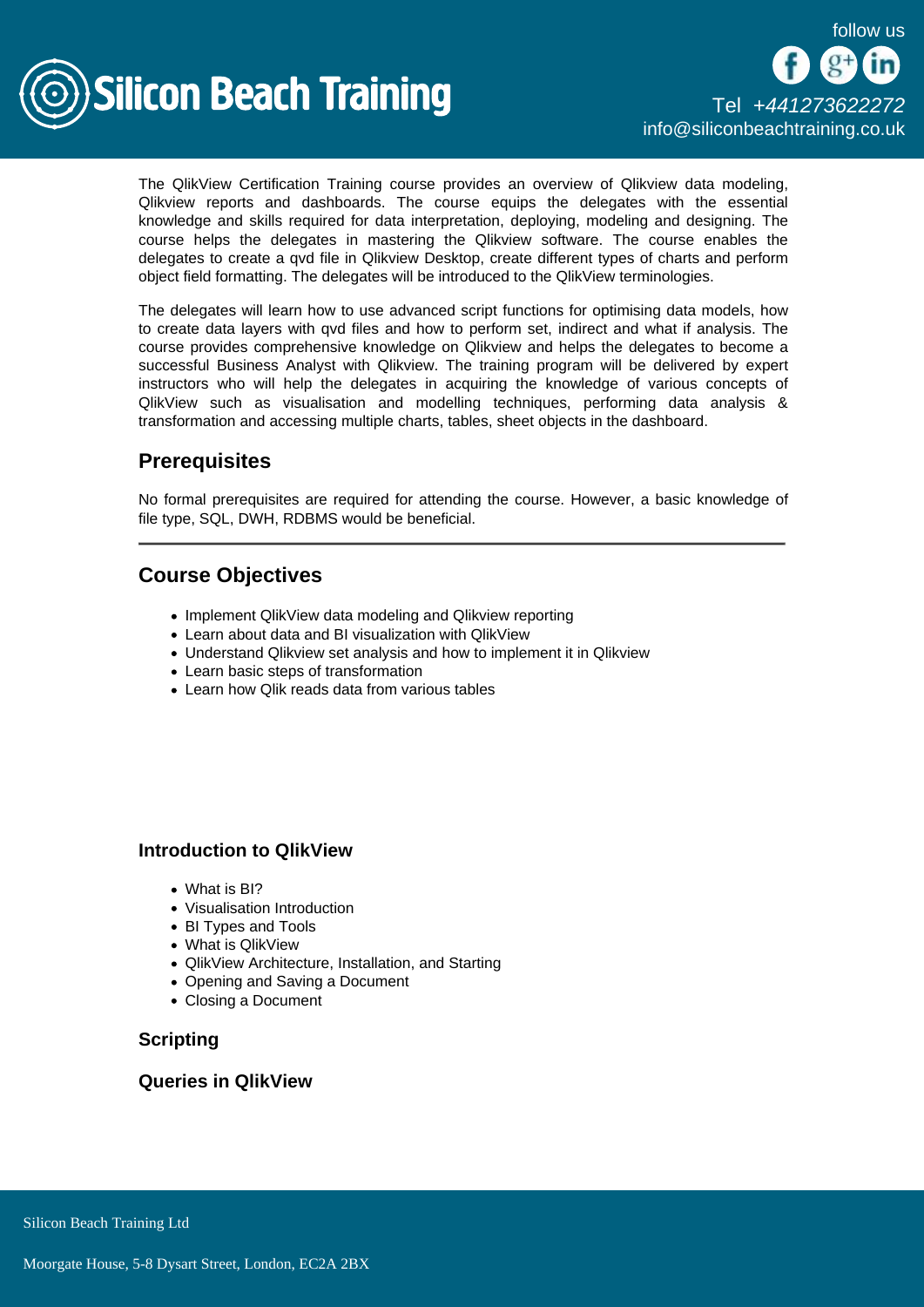The QlikView Certification Training course provides an overview of Qlikview data modeling, Qlikview reports and dashboards. The course equips the delegates with the essential knowledge and skills required for data interpretation, deploying, modeling and designing. The course helps the delegates in mastering the Qlikview software. The course enables the delegates to create a qvd file in Qlikview Desktop, create different types of charts and perform object field formatting. The delegates will be introduced to the QlikView terminologies.

The delegates will learn how to use advanced script functions for optimising data models, how to create data layers with qvd files and how to perform set, indirect and what if analysis. The course provides comprehensive knowledge on Qlikview and helps the delegates to become a successful Business Analyst with Qlikview. The training program will be delivered by expert instructors who will help the delegates in acquiring the knowledge of various concepts of QlikView such as visualisation and modelling techniques, performing data analysis & transformation and accessing multiple charts, tables, sheet objects in the dashboard.

## Prerequisites

No formal prerequisites are required for attending the course. However, a basic knowledge of file type, SQL, DWH, RDBMS would be beneficial.

---

## Course Objectives

- Implement QlikView data modeling and Qlikview reporting
- Learn about data and BI visualization with QlikView
- Understand Qlikview set analysis and how to implement it in Qlikview
- Learn basic steps of transformation
- Learn how Qlik reads data from various tables

### Introduction to QlikView

- What is BI?
- Visualisation Introduction
- BI Types and Tools
- What is QlikView
- QlikView Architecture, Installation, and Starting
- Opening and Saving a Document
- Closing a Document

### Scripting

### Queries in QlikView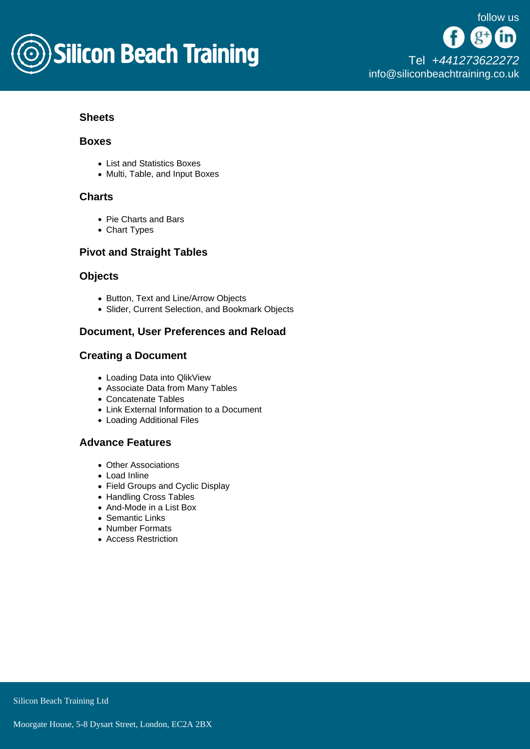### Sheets

### Boxes

- List and Statistics Boxes
- Multi, Table, and Input Boxes

### Charts

- Pie Charts and Bars
- Chart Types

### Pivot and Straight Tables

### Objects

- Button, Text and Line/Arrow Objects
- Slider, Current Selection, and Bookmark Objects

### Document, User Preferences and Reload

### Creating a Document

- Loading Data into QlikView
- Associate Data from Many Tables
- Concatenate Tables
- Link External Information to a Document
- Loading Additional Files

### Advance Features

- Other Associations
- Load Inline
- Field Groups and Cyclic Display
- Handling Cross Tables
- And-Mode in a List Box
- Semantic Links
- Number Formats
- Access Restriction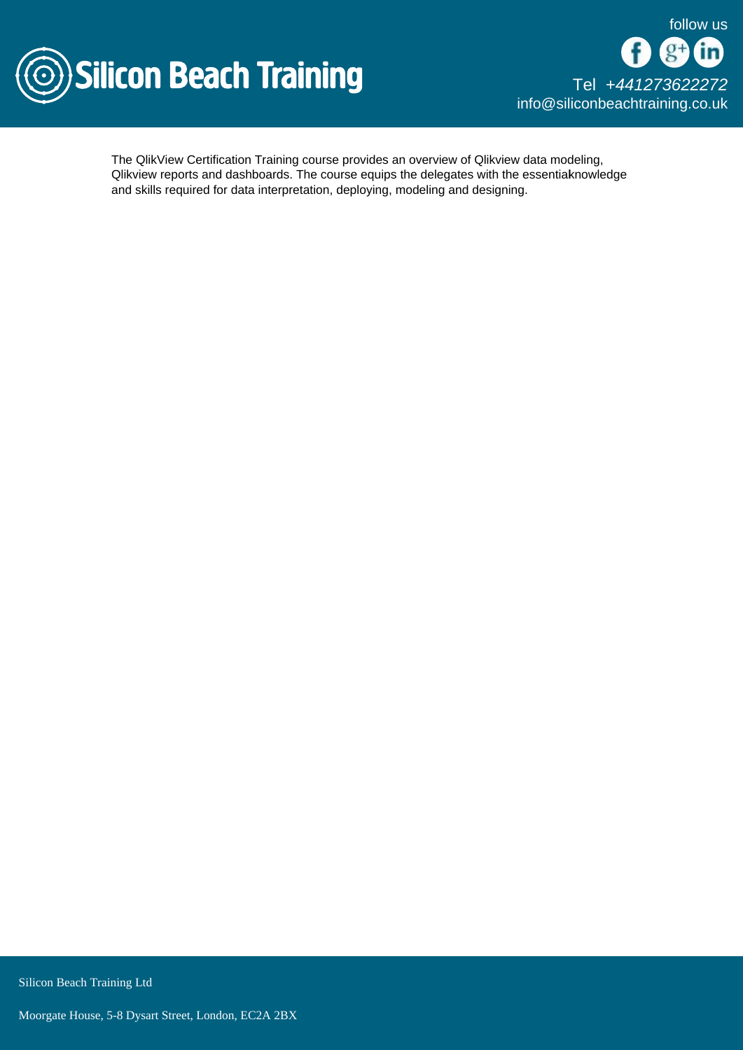The QlikView Certification Training course provides an overview of Qlikview data modeling, Qlikview reports and dashboards. The course equips the delegates with the essentialknowledge and skills required for data interpretation, deploying, modeling and designing.